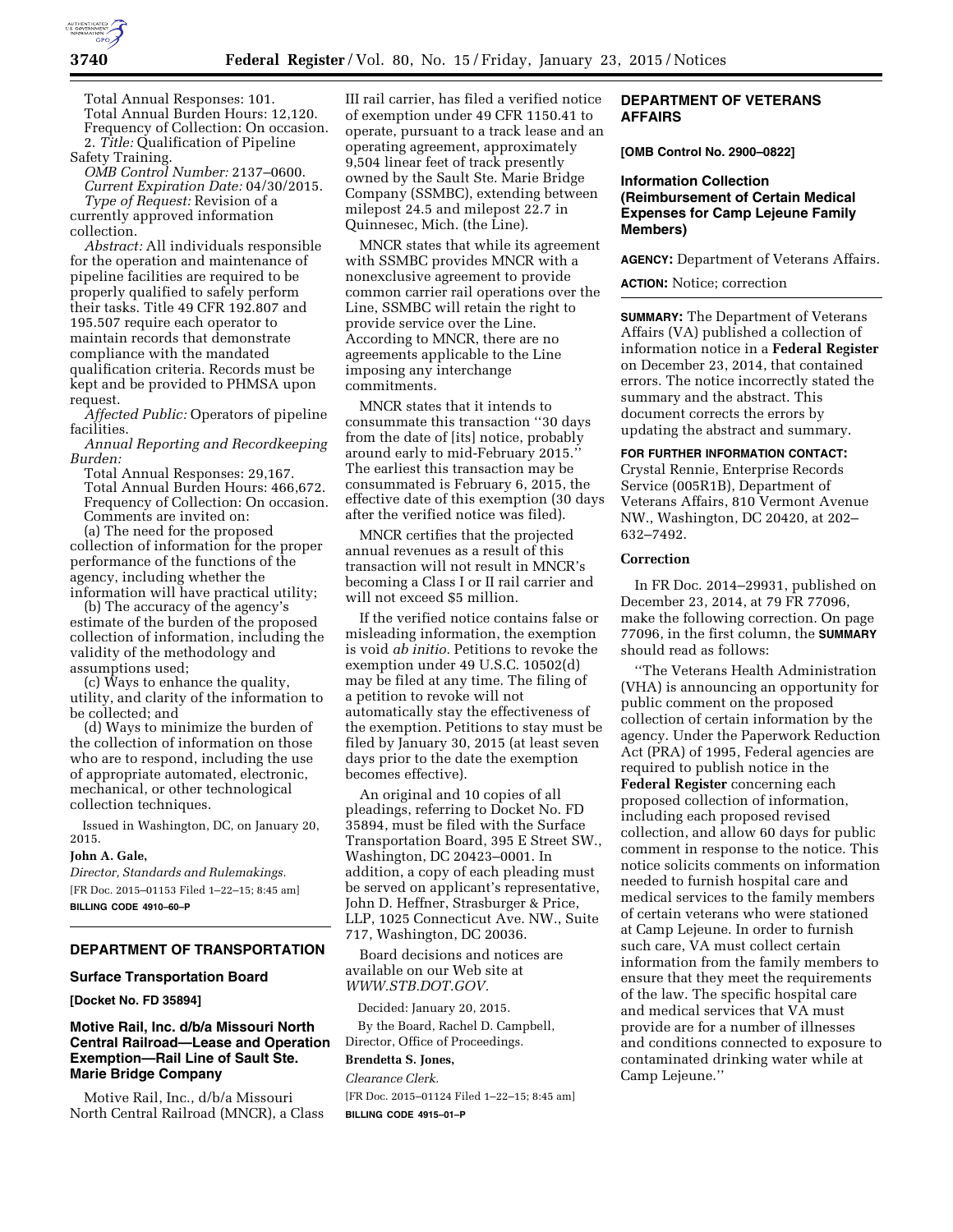Total Annual Responses: 101.
Total Annual Burden Hours: 12,120.
Frequency of Collection: On occasion.

2. *Title:* Qualification of Pipeline Safety Training.

*OMB Control Number:* 2137–0600.
*Current Expiration Date:* 04/30/2015.
*Type of Request:* Revision of a currently approved information collection.

*Abstract:* All individuals responsible for the operation and maintenance of pipeline facilities are required to be properly qualified to safely perform their tasks. Title 49 CFR 192.807 and 195.507 require each operator to maintain records that demonstrate compliance with the mandated qualification criteria. Records must be kept and be provided to PHMSA upon request.

*Affected Public:* Operators of pipeline facilities.

*Annual Reporting and Recordkeeping Burden:*

Total Annual Responses: 29,167.
Total Annual Burden Hours: 466,672.
Frequency of Collection: On occasion.

Comments are invited on:

(a) The need for the proposed collection of information for the proper performance of the functions of the agency, including whether the information will have practical utility;

(b) The accuracy of the agency's estimate of the burden of the proposed collection of information, including the validity of the methodology and assumptions used;

(c) Ways to enhance the quality, utility, and clarity of the information to be collected; and

(d) Ways to minimize the burden of the collection of information on those who are to respond, including the use of appropriate automated, electronic, mechanical, or other technological collection techniques.

Issued in Washington, DC, on January 20, 2015.

**John A. Gale,**

*Director, Standards and Rulemakings.*

[FR Doc. 2015–01153 Filed 1–22–15; 8:45 am]

**BILLING CODE 4910–60–P**

## DEPARTMENT OF TRANSPORTATION

### Surface Transportation Board

**[Docket No. FD 35894]**

### Motive Rail, Inc. d/b/a Missouri North Central Railroad—Lease and Operation Exemption—Rail Line of Sault Ste. Marie Bridge Company

Motive Rail, Inc., d/b/a Missouri North Central Railroad (MNCR), a Class III rail carrier, has filed a verified notice of exemption under 49 CFR 1150.41 to operate, pursuant to a track lease and an operating agreement, approximately 9,504 linear feet of track presently owned by the Sault Ste. Marie Bridge Company (SSMBC), extending between milepost 24.5 and milepost 22.7 in Quinnesec, Mich. (the Line).

MNCR states that while its agreement with SSMBC provides MNCR with a nonexclusive agreement to provide common carrier rail operations over the Line, SSMBC will retain the right to provide service over the Line. According to MNCR, there are no agreements applicable to the Line imposing any interchange commitments.

MNCR states that it intends to consummate this transaction ''30 days from the date of [its] notice, probably around early to mid-February 2015.'' The earliest this transaction may be consummated is February 6, 2015, the effective date of this exemption (30 days after the verified notice was filed).

MNCR certifies that the projected annual revenues as a result of this transaction will not result in MNCR's becoming a Class I or II rail carrier and will not exceed $5 million.

If the verified notice contains false or misleading information, the exemption is void *ab initio.* Petitions to revoke the exemption under 49 U.S.C. 10502(d) may be filed at any time. The filing of a petition to revoke will not automatically stay the effectiveness of the exemption. Petitions to stay must be filed by January 30, 2015 (at least seven days prior to the date the exemption becomes effective).

An original and 10 copies of all pleadings, referring to Docket No. FD 35894, must be filed with the Surface Transportation Board, 395 E Street SW., Washington, DC 20423–0001. In addition, a copy of each pleading must be served on applicant's representative, John D. Heffner, Strasburger & Price, LLP, 1025 Connecticut Ave. NW., Suite 717, Washington, DC 20036.

Board decisions and notices are available on our Web site at *WWW.STB.DOT.GOV.*

Decided: January 20, 2015.

By the Board, Rachel D. Campbell, Director, Office of Proceedings.

**Brendetta S. Jones,**

*Clearance Clerk.*

[FR Doc. 2015–01124 Filed 1–22–15; 8:45 am]

**BILLING CODE 4915–01–P**

## DEPARTMENT OF VETERANS AFFAIRS

**[OMB Control No. 2900–0822]**

### Information Collection (Reimbursement of Certain Medical Expenses for Camp Lejeune Family Members)

**AGENCY:** Department of Veterans Affairs.

**ACTION:** Notice; correction

**SUMMARY:** The Department of Veterans Affairs (VA) published a collection of information notice in a **Federal Register** on December 23, 2014, that contained errors. The notice incorrectly stated the summary and the abstract. This document corrects the errors by updating the abstract and summary.

**FOR FURTHER INFORMATION CONTACT:** Crystal Rennie, Enterprise Records Service (005R1B), Department of Veterans Affairs, 810 Vermont Avenue NW., Washington, DC 20420, at 202–632–7492.

**Correction**

In FR Doc. 2014–29931, published on December 23, 2014, at 79 FR 77096, make the following correction. On page 77096, in the first column, the **SUMMARY** should read as follows:

''The Veterans Health Administration (VHA) is announcing an opportunity for public comment on the proposed collection of certain information by the agency. Under the Paperwork Reduction Act (PRA) of 1995, Federal agencies are required to publish notice in the **Federal Register** concerning each proposed collection of information, including each proposed revised collection, and allow 60 days for public comment in response to the notice. This notice solicits comments on information needed to furnish hospital care and medical services to the family members of certain veterans who were stationed at Camp Lejeune. In order to furnish such care, VA must collect certain information from the family members to ensure that they meet the requirements of the law. The specific hospital care and medical services that VA must provide are for a number of illnesses and conditions connected to exposure to contaminated drinking water while at Camp Lejeune.''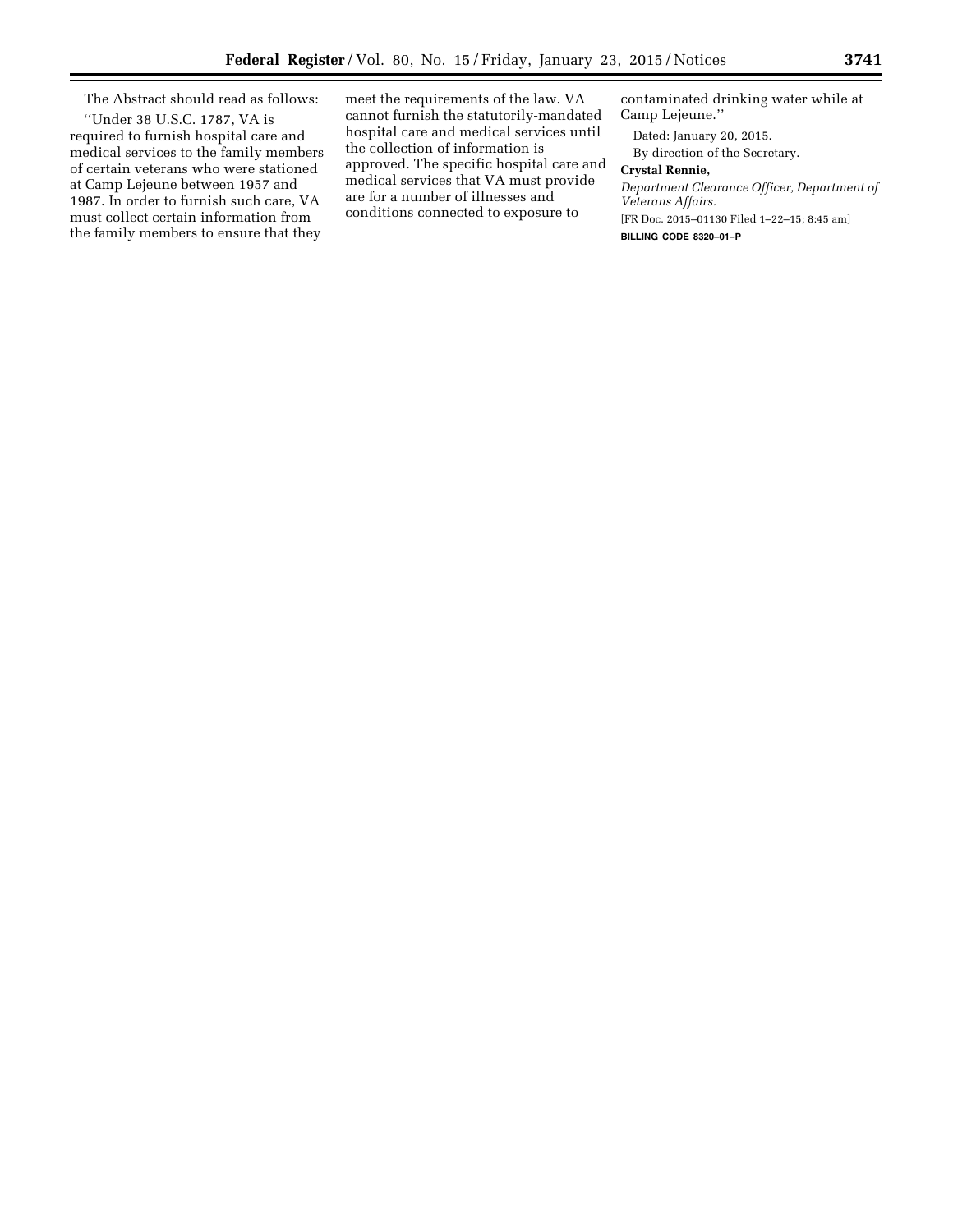The Abstract should read as follows:

''Under 38 U.S.C. 1787, VA is required to furnish hospital care and medical services to the family members of certain veterans who were stationed at Camp Lejeune between 1957 and 1987. In order to furnish such care, VA must collect certain information from the family members to ensure that they meet the requirements of the law. VA cannot furnish the statutorily-mandated hospital care and medical services until the collection of information is approved. The specific hospital care and medical services that VA must provide are for a number of illnesses and conditions connected to exposure to contaminated drinking water while at Camp Lejeune.''

Dated: January 20, 2015.

By direction of the Secretary.

**Crystal Rennie,**

*Department Clearance Officer, Department of Veterans Affairs.*

[FR Doc. 2015–01130 Filed 1–22–15; 8:45 am]

**BILLING CODE 8320–01–P**